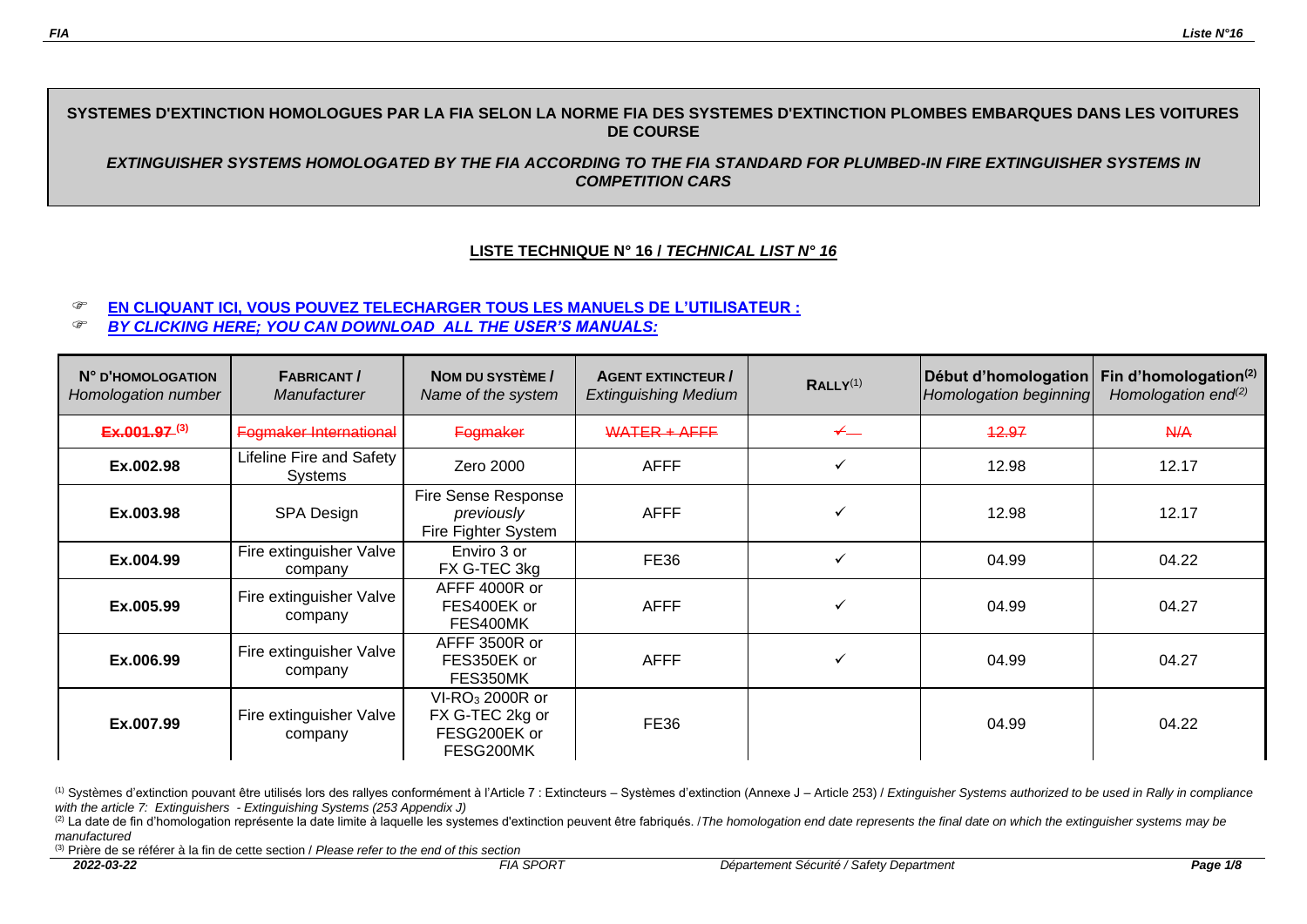**SYSTEMES D'EXTINCTION HOMOLOGUES PAR LA FIA SELON LA NORME FIA DES SYSTEMES D'EXTINCTION PLOMBES EMBARQUES DANS LES VOITURES DE COURSE**

***EXTINGUISHER SYSTEMS HOMOLOGATED BY THE FIA ACCORDING TO THE FIA STANDARD FOR PLUMBED-IN FIRE EXTINGUISHER SYSTEMS IN COMPETITION CARS***

## LISTE TECHNIQUE N° 16 / *TECHNICAL LIST N° 16*

- **EN CLIQUANT ICI, VOUS POUVEZ TELECHARGER TOUS LES MANUELS DE L'UTILISATEUR :**
- ***BY CLICKING HERE; YOU CAN DOWNLOAD ALL THE USER'S MANUALS:***

| N° D'HOMOLOGATION *Homologation number* | FABRICANT / *Manufacturer* | NOM DU SYSTÈME / *Name of the system* | AGENT EXTINCTEUR / *Extinguishing Medium* | RALLY[1] | Début d'homologation *Homologation beginning* | Fin d'homologation[2] *Homologation end[2]* |
|---|---|---|---|---|---|---|
| ~~**Ex.001.97** [3]~~ | ~~Fogmaker International~~ | ~~Fogmaker~~ | ~~WATER + AFFF~~ | ~~✓~~ | ~~12.97~~ | ~~N/A~~ |
| **Ex.002.98** | Lifeline Fire and Safety Systems | Zero 2000 | AFFF | ✓ | 12.98 | 12.17 |
| **Ex.003.98** | SPA Design | Fire Sense Response *previously* Fire Fighter System | AFFF | ✓ | 12.98 | 12.17 |
| **Ex.004.99** | Fire extinguisher Valve company | Enviro 3 or FX G-TEC 3kg | FE36 | ✓ | 04.99 | 04.22 |
| **Ex.005.99** | Fire extinguisher Valve company | AFFF 4000R or FES400EK or FES400MK | AFFF | ✓ | 04.99 | 04.27 |
| **Ex.006.99** | Fire extinguisher Valve company | AFFF 3500R or FES350EK or FES350MK | AFFF | ✓ | 04.99 | 04.27 |
| **Ex.007.99** | Fire extinguisher Valve company | VI-$RO_3$ 2000R or FX G-TEC 2kg or FESG200EK or FESG200MK | FE36 | | 04.99 | 04.22 |

(1) Systèmes d'extinction pouvant être utilisés lors des rallyes conformément à l'Article 7 : Extincteurs – Systèmes d'extinction (Annexe J – Article 253) / *Extinguisher Systems authorized to be used in Rally in compliance with the article 7: Extinguishers - Extinguishing Systems (253 Appendix J)*

(2) La date de fin d'homologation représente la date limite à laquelle les systemes d'extinction peuvent être fabriqués. /*The homologation end date represents the final date on which the extinguisher systems may be manufactured*

(3) Prière de se référer à la fin de cette section / *Please refer to the end of this section*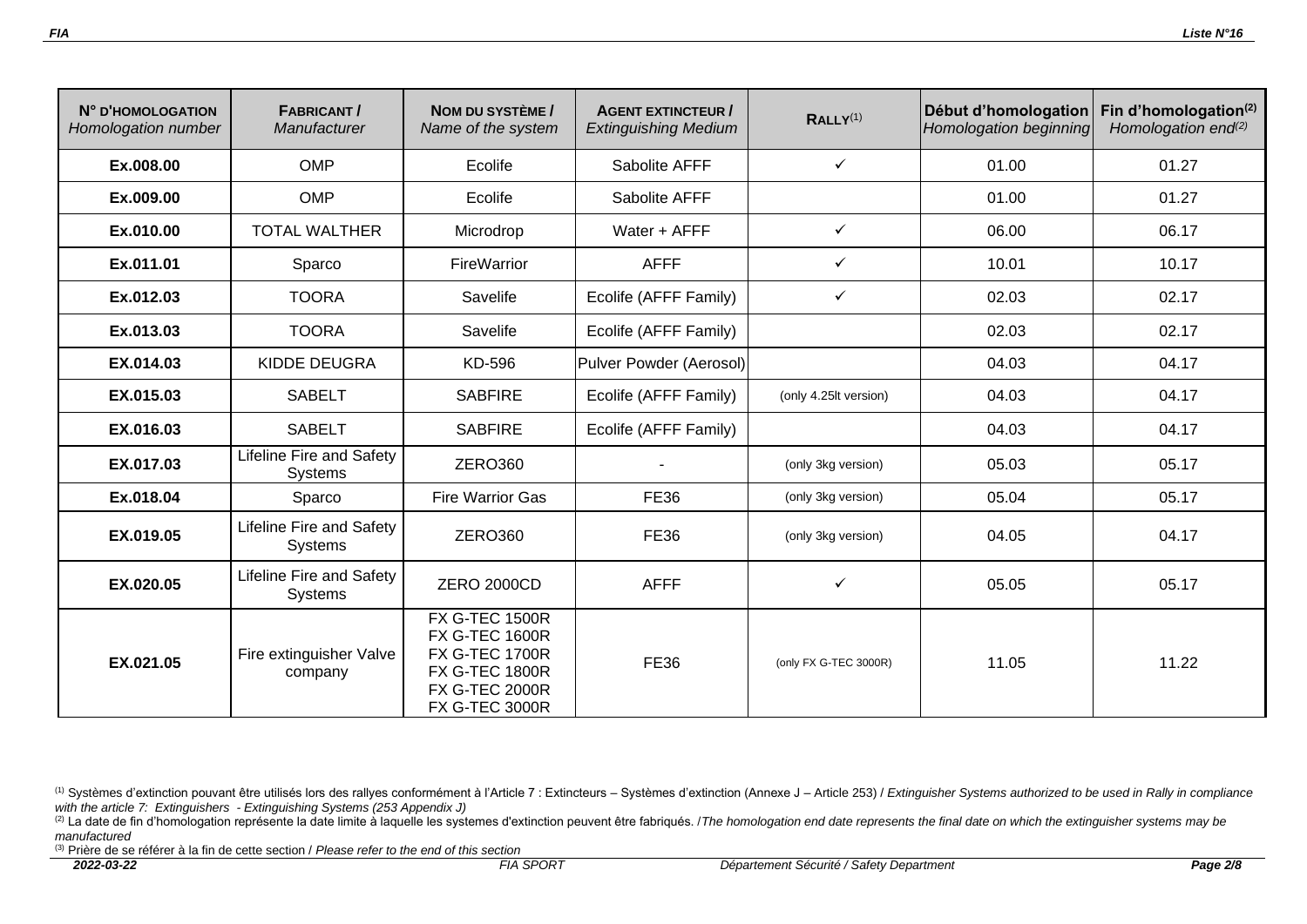| N° D'HOMOLOGATION *Homologation number* | FABRICANT / *Manufacturer* | NOM DU SYSTÈME / *Name of the system* | AGENT EXTINCTEUR / *Extinguishing Medium* | RALLY(1) | Début d'homologation *Homologation beginning* | Fin d'homologation(2) *Homologation end(2)* |
|---|---|---|---|---|---|---|
| **Ex.008.00** | OMP | Ecolife | Sabolite AFFF | ✓ | 01.00 | 01.27 |
| **Ex.009.00** | OMP | Ecolife | Sabolite AFFF | | 01.00 | 01.27 |
| **Ex.010.00** | TOTAL WALTHER | Microdrop | Water + AFFF | ✓ | 06.00 | 06.17 |
| **Ex.011.01** | Sparco | FireWarrior | AFFF | ✓ | 10.01 | 10.17 |
| **Ex.012.03** | TOORA | Savelife | Ecolife (AFFF Family) | ✓ | 02.03 | 02.17 |
| **Ex.013.03** | TOORA | Savelife | Ecolife (AFFF Family) | | 02.03 | 02.17 |
| **EX.014.03** | KIDDE DEUGRA | KD-596 | Pulver Powder (Aerosol) | | 04.03 | 04.17 |
| **EX.015.03** | SABELT | SABFIRE | Ecolife (AFFF Family) | (only 4.25lt version) | 04.03 | 04.17 |
| **EX.016.03** | SABELT | SABFIRE | Ecolife (AFFF Family) | | 04.03 | 04.17 |
| **EX.017.03** | Lifeline Fire and Safety Systems | ZERO360 | - | (only 3kg version) | 05.03 | 05.17 |
| **Ex.018.04** | Sparco | Fire Warrior Gas | FE36 | (only 3kg version) | 05.04 | 05.17 |
| **EX.019.05** | Lifeline Fire and Safety Systems | ZERO360 | FE36 | (only 3kg version) | 04.05 | 04.17 |
| **EX.020.05** | Lifeline Fire and Safety Systems | ZERO 2000CD | AFFF | ✓ | 05.05 | 05.17 |
| **EX.021.05** | Fire extinguisher Valve company | FX G-TEC 1500R<br>FX G-TEC 1600R<br>FX G-TEC 1700R<br>FX G-TEC 1800R<br>FX G-TEC 2000R<br>FX G-TEC 3000R | FE36 | (only FX G-TEC 3000R) | 11.05 | 11.22 |

(1) Systèmes d'extinction pouvant être utilisés lors des rallyes conformément à l'Article 7 : Extincteurs – Systèmes d'extinction (Annexe J – Article 253) / *Extinguisher Systems authorized to be used in Rally in compliance with the article 7: Extinguishers - Extinguishing Systems (253 Appendix J)*

(2) La date de fin d'homologation représente la date limite à laquelle les systemes d'extinction peuvent être fabriqués. /*The homologation end date represents the final date on which the extinguisher systems may be manufactured*

(3) Prière de se référer à la fin de cette section / *Please refer to the end of this section*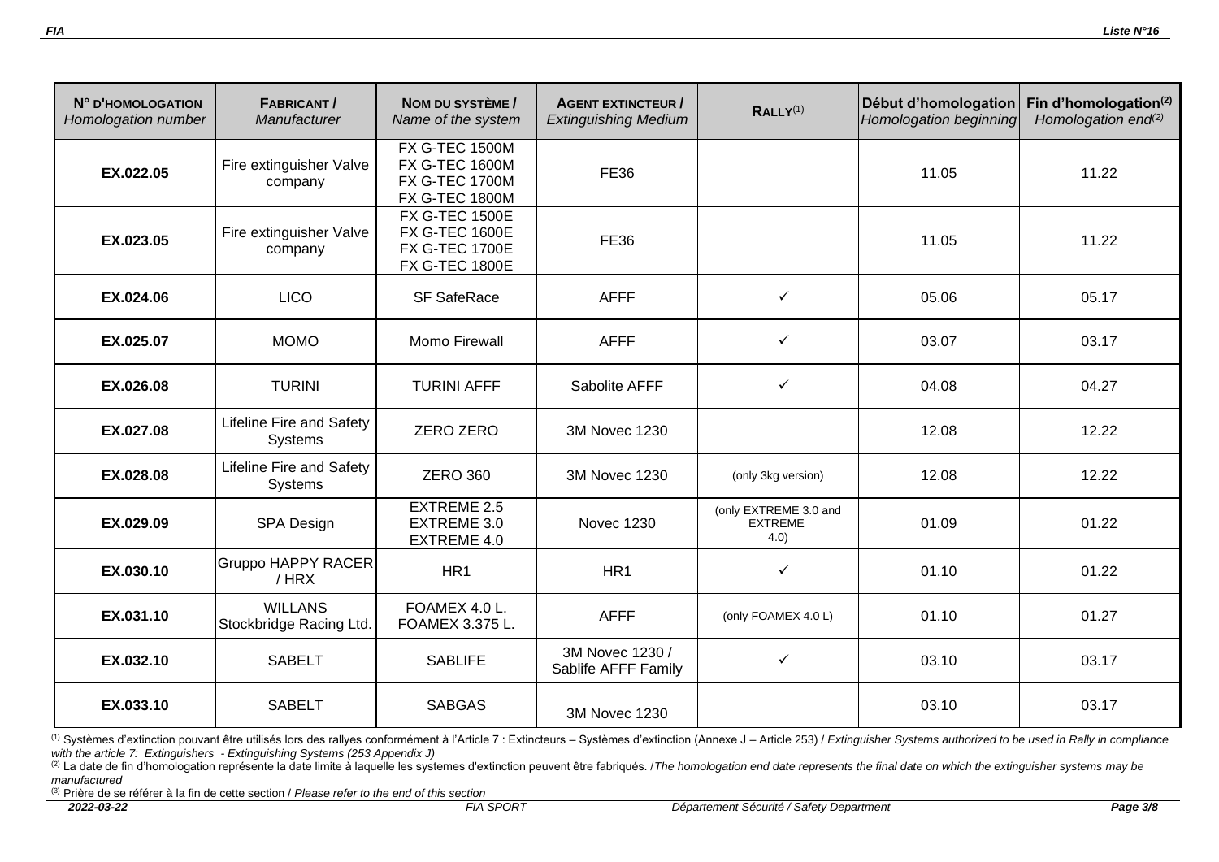| N° D'HOMOLOGATION *Homologation number* | FABRICANT / *Manufacturer* | NOM DU SYSTÈME / *Name of the system* | AGENT EXTINCTEUR / *Extinguishing Medium* | RALLY[1] | Début d'homologation *Homologation beginning* | Fin d'homologation[2] *Homologation end[2]* |
|---|---|---|---|---|---|---|
| **EX.022.05** | Fire extinguisher Valve company | FX G-TEC 1500M FX G-TEC 1600M FX G-TEC 1700M FX G-TEC 1800M | FE36 | | 11.05 | 11.22 |
| **EX.023.05** | Fire extinguisher Valve company | FX G-TEC 1500E FX G-TEC 1600E FX G-TEC 1700E FX G-TEC 1800E | FE36 | | 11.05 | 11.22 |
| **EX.024.06** | LICO | SF SafeRace | AFFF | ✓ | 05.06 | 05.17 |
| **EX.025.07** | MOMO | Momo Firewall | AFFF | ✓ | 03.07 | 03.17 |
| **EX.026.08** | TURINI | TURINI AFFF | Sabolite AFFF | ✓ | 04.08 | 04.27 |
| **EX.027.08** | Lifeline Fire and Safety Systems | ZERO ZERO | 3M Novec 1230 | | 12.08 | 12.22 |
| **EX.028.08** | Lifeline Fire and Safety Systems | ZERO 360 | 3M Novec 1230 | (only 3kg version) | 12.08 | 12.22 |
| **EX.029.09** | SPA Design | EXTREME 2.5 EXTREME 3.0 EXTREME 4.0 | Novec 1230 | (only EXTREME 3.0 and EXTREME 4.0) | 01.09 | 01.22 |
| **EX.030.10** | Gruppo HAPPY RACER / HRX | HR1 | HR1 | ✓ | 01.10 | 01.22 |
| **EX.031.10** | WILLANS Stockbridge Racing Ltd. | FOAMEX 4.0 L. FOAMEX 3.375 L. | AFFF | (only FOAMEX 4.0 L) | 01.10 | 01.27 |
| **EX.032.10** | SABELT | SABLIFE | 3M Novec 1230 / Sablife AFFF Family | ✓ | 03.10 | 03.17 |
| **EX.033.10** | SABELT | SABGAS | 3M Novec 1230 | | 03.10 | 03.17 |

(1) Systèmes d'extinction pouvant être utilisés lors des rallyes conformément à l'Article 7 : Extincteurs – Systèmes d'extinction (Annexe J – Article 253) / *Extinguisher Systems authorized to be used in Rally in compliance with the article 7: Extinguishers - Extinguishing Systems (253 Appendix J)*

(2) La date de fin d'homologation représente la date limite à laquelle les systemes d'extinction peuvent être fabriqués. /*The homologation end date represents the final date on which the extinguisher systems may be manufactured*

(3) Prière de se référer à la fin de cette section / *Please refer to the end of this section*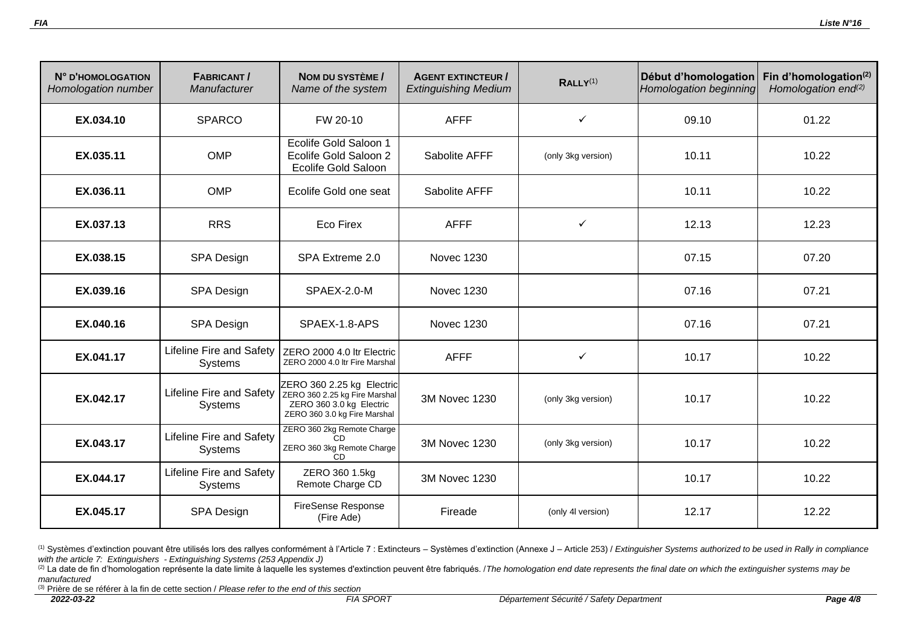| N° D'HOMOLOGATION *Homologation number* | FABRICANT / *Manufacturer* | NOM DU SYSTÈME / *Name of the system* | AGENT EXTINCTEUR / *Extinguishing Medium* | RALLY[1] | Début d'homologation *Homologation beginning* | Fin d'homologation[2] *Homologation end[2]* |
|---|---|---|---|---|---|---|
| **EX.034.10** | SPARCO | FW 20-10 | AFFF | ✓ | 09.10 | 01.22 |
| **EX.035.11** | OMP | Ecolife Gold Saloon 1<br>Ecolife Gold Saloon 2<br>Ecolife Gold Saloon | Sabolite AFFF | (only 3kg version) | 10.11 | 10.22 |
| **EX.036.11** | OMP | Ecolife Gold one seat | Sabolite AFFF | | 10.11 | 10.22 |
| **EX.037.13** | RRS | Eco Firex | AFFF | ✓ | 12.13 | 12.23 |
| **EX.038.15** | SPA Design | SPA Extreme 2.0 | Novec 1230 | | 07.15 | 07.20 |
| **EX.039.16** | SPA Design | SPAEX-2.0-M | Novec 1230 | | 07.16 | 07.21 |
| **EX.040.16** | SPA Design | SPAEX-1.8-APS | Novec 1230 | | 07.16 | 07.21 |
| **EX.041.17** | Lifeline Fire and Safety Systems | ZERO 2000 4.0 ltr Electric<br>ZERO 2000 4.0 ltr Fire Marshal | AFFF | ✓ | 10.17 | 10.22 |
| **EX.042.17** | Lifeline Fire and Safety Systems | ZERO 360 2.25 kg Electric<br>ZERO 360 2.25 kg Fire Marshal<br>ZERO 360 3.0 kg Electric<br>ZERO 360 3.0 kg Fire Marshal | 3M Novec 1230 | (only 3kg version) | 10.17 | 10.22 |
| **EX.043.17** | Lifeline Fire and Safety Systems | ZERO 360 2kg Remote Charge CD<br>ZERO 360 3kg Remote Charge CD | 3M Novec 1230 | (only 3kg version) | 10.17 | 10.22 |
| **EX.044.17** | Lifeline Fire and Safety Systems | ZERO 360 1.5kg Remote Charge CD | 3M Novec 1230 | | 10.17 | 10.22 |
| **EX.045.17** | SPA Design | FireSense Response (Fire Ade) | Fireade | (only 4l version) | 12.17 | 12.22 |

[1] Systèmes d'extinction pouvant être utilisés lors des rallyes conformément à l'Article 7 : Extincteurs – Systèmes d'extinction (Annexe J – Article 253) / *Extinguisher Systems authorized to be used in Rally in compliance with the article 7: Extinguishers - Extinguishing Systems (253 Appendix J)*

[2] La date de fin d'homologation représente la date limite à laquelle les systemes d'extinction peuvent être fabriqués. /*The homologation end date represents the final date on which the extinguisher systems may be manufactured*

[3] Prière de se référer à la fin de cette section / *Please refer to the end of this section*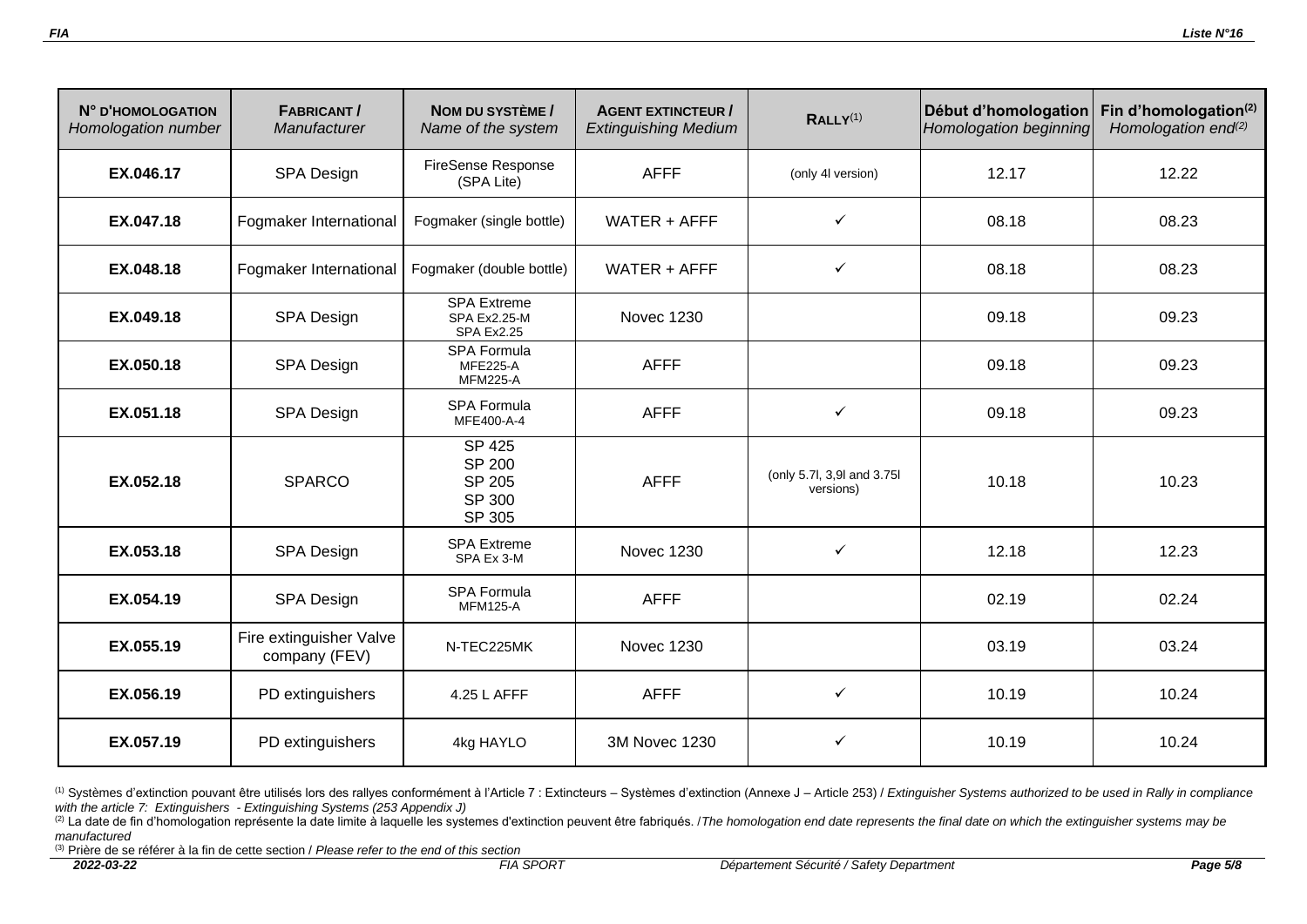| **N° D'HOMOLOGATION** *Homologation number* | **FABRICANT /** *Manufacturer* | **NOM DU SYSTÈME /** *Name of the system* | **AGENT EXTINCTEUR /** *Extinguishing Medium* | **RALLY**[1] | **Début d'homologation** *Homologation beginning* | **Fin d'homologation**[2] *Homologation end*[2] |
|---|---|---|---|---|---|---|
| **EX.046.17** | SPA Design | FireSense Response (SPA Lite) | AFFF | (only 4l version) | 12.17 | 12.22 |
| **EX.047.18** | Fogmaker International | Fogmaker (single bottle) | WATER + AFFF | ✓ | 08.18 | 08.23 |
| **EX.048.18** | Fogmaker International | Fogmaker (double bottle) | WATER + AFFF | ✓ | 08.18 | 08.23 |
| **EX.049.18** | SPA Design | SPA Extreme SPA Ex2.25-M SPA Ex2.25 | Novec 1230 | | 09.18 | 09.23 |
| **EX.050.18** | SPA Design | SPA Formula MFE225-A MFM225-A | AFFF | | 09.18 | 09.23 |
| **EX.051.18** | SPA Design | SPA Formula MFE400-A-4 | AFFF | ✓ | 09.18 | 09.23 |
| **EX.052.18** | SPARCO | SP 425 SP 200 SP 205 SP 300 SP 305 | AFFF | (only 5.7l, 3,9l and 3.75l versions) | 10.18 | 10.23 |
| **EX.053.18** | SPA Design | SPA Extreme SPA Ex 3-M | Novec 1230 | ✓ | 12.18 | 12.23 |
| **EX.054.19** | SPA Design | SPA Formula MFM125-A | AFFF | | 02.19 | 02.24 |
| **EX.055.19** | Fire extinguisher Valve company (FEV) | N-TEC225MK | Novec 1230 | | 03.19 | 03.24 |
| **EX.056.19** | PD extinguishers | 4.25 L AFFF | AFFF | ✓ | 10.19 | 10.24 |
| **EX.057.19** | PD extinguishers | 4kg HAYLO | 3M Novec 1230 | ✓ | 10.19 | 10.24 |

[1] Systèmes d'extinction pouvant être utilisés lors des rallyes conformément à l'Article 7 : Extincteurs – Systèmes d'extinction (Annexe J – Article 253) / *Extinguisher Systems authorized to be used in Rally in compliance with the article 7: Extinguishers - Extinguishing Systems (253 Appendix J)*

[2] La date de fin d'homologation représente la date limite à laquelle les systemes d'extinction peuvent être fabriqués. /*The homologation end date represents the final date on which the extinguisher systems may be manufactured*

[3] Prière de se référer à la fin de cette section / *Please refer to the end of this section*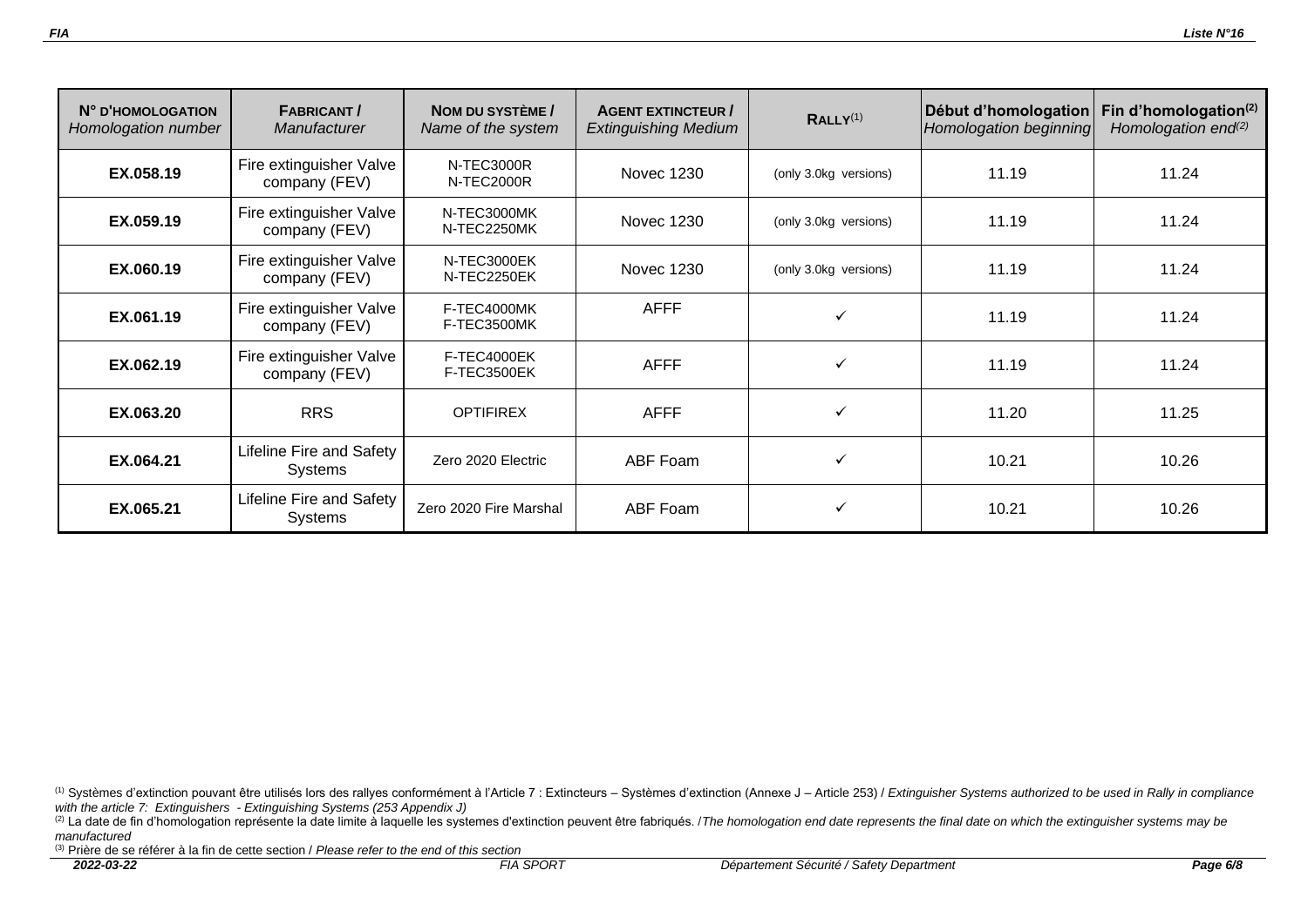| **N° D'HOMOLOGATION** *Homologation number* | **FABRICANT /** *Manufacturer* | **NOM DU SYSTÈME /** *Name of the system* | **AGENT EXTINCTEUR /** *Extinguishing Medium* | **RALLY**[1] | **Début d'homologation** *Homologation beginning* | **Fin d'homologation**[2] *Homologation end*[2] |
|---|---|---|---|---|---|---|
| **EX.058.19** | Fire extinguisher Valve company (FEV) | N-TEC3000R N-TEC2000R | Novec 1230 | (only 3.0kg versions) | 11.19 | 11.24 |
| **EX.059.19** | Fire extinguisher Valve company (FEV) | N-TEC3000MK N-TEC2250MK | Novec 1230 | (only 3.0kg versions) | 11.19 | 11.24 |
| **EX.060.19** | Fire extinguisher Valve company (FEV) | N-TEC3000EK N-TEC2250EK | Novec 1230 | (only 3.0kg versions) | 11.19 | 11.24 |
| **EX.061.19** | Fire extinguisher Valve company (FEV) | F-TEC4000MK F-TEC3500MK | AFFF | ✓ | 11.19 | 11.24 |
| **EX.062.19** | Fire extinguisher Valve company (FEV) | F-TEC4000EK F-TEC3500EK | AFFF | ✓ | 11.19 | 11.24 |
| **EX.063.20** | RRS | OPTIFIREX | AFFF | ✓ | 11.20 | 11.25 |
| **EX.064.21** | Lifeline Fire and Safety Systems | Zero 2020 Electric | ABF Foam | ✓ | 10.21 | 10.26 |
| **EX.065.21** | Lifeline Fire and Safety Systems | Zero 2020 Fire Marshal | ABF Foam | ✓ | 10.21 | 10.26 |

[1] Systèmes d'extinction pouvant être utilisés lors des rallyes conformément à l'Article 7 : Extincteurs – Systèmes d'extinction (Annexe J – Article 253) / *Extinguisher Systems authorized to be used in Rally in compliance with the article 7: Extinguishers - Extinguishing Systems (253 Appendix J)*

[2] La date de fin d'homologation représente la date limite à laquelle les systemes d'extinction peuvent être fabriqués. /*The homologation end date represents the final date on which the extinguisher systems may be manufactured*

[3] Prière de se référer à la fin de cette section / *Please refer to the end of this section*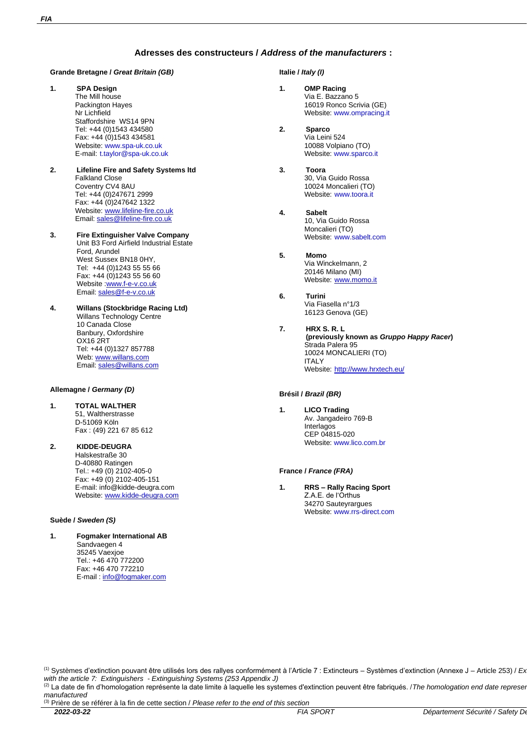## Adresses des constructeurs / *Address of the manufacturers* :

### Grande Bretagne / *Great Britain (GB)*

1. **SPA Design**
   The Mill house
   Packington Hayes
   Nr Lichfield
   Staffordshire WS14 9PN
   Tel: +44 (0)1543 434580
   Fax: +44 (0)1543 434581
   Website: www.spa-uk.co.uk
   E-mail: t.taylor@spa-uk.co.uk

2. **Lifeline Fire and Safety Systems ltd**
   Falkland Close
   Coventry CV4 8AU
   Tel: +44 (0)247671 2999
   Fax: +44 (0)247642 1322
   Website: www.lifeline-fire.co.uk
   Email: sales@lifeline-fire.co.uk

3. **Fire Extinguisher Valve Company**
   Unit B3 Ford Airfield Industrial Estate
   Ford, Arundel
   West Sussex BN18 0HY,
   Tel: +44 (0)1243 55 55 66
   Fax: +44 (0)1243 55 56 60
   Website :www.f-e-v.co.uk
   Email: sales@f-e-v.co.uk

4. **Willans (Stockbridge Racing Ltd)**
   Willans Technology Centre
   10 Canada Close
   Banbury, Oxfordshire
   OX16 2RT
   Tel: +44 (0)1327 857788
   Web: www.willans.com
   Email: sales@willans.com

### Allemagne / *Germany (D)*

1. **TOTAL WALTHER**
   51, Waltherstrasse
   D-51069 Köln
   Fax : (49) 221 67 85 612

2. **KIDDE-DEUGRA**
   Halskestraße 30
   D-40880 Ratingen
   Tel.: +49 (0) 2102-405-0
   Fax: +49 (0) 2102-405-151
   E-mail: info@kidde-deugra.com
   Website: www.kidde-deugra.com

### Suède / *Sweden (S)*

1. **Fogmaker International AB**
   Sandvaegen 4
   35245 Vaexjoe
   Tel.: +46 470 772200
   Fax: +46 470 772210
   E-mail : info@fogmaker.com

### Italie / *Italy (I)*

1. **OMP Racing**
   Via E. Bazzano 5
   16019 Ronco Scrivia (GE)
   Website: www.ompracing.it

2. **Sparco**
   Via Leini 524
   10088 Volpiano (TO)
   Website: www.sparco.it

3. **Toora**
   30, Via Guido Rossa
   10024 Moncalieri (TO)
   Website: www.toora.it

4. **Sabelt**
   10, Via Guido Rossa
   Moncalieri (TO)
   Website: www.sabelt.com

5. **Momo**
   Via Winckelmann, 2
   20146 Milano (MI)
   Website: www.momo.it

6. **Turini**
   Via Fiasella n°1/3
   16123 Genova (GE)

7. **HRX S. R. L**
   **(previously known as *Gruppo Happy Racer*)**
   Strada Palera 95
   10024 MONCALIERI (TO)
   ITALY
   Website: http://www.hrxtech.eu/

### Brésil / *Brazil (BR)*

1. **LICO Trading**
   Av. Jangadeiro 769-B
   Interlagos
   CEP 04815-020
   Website: www.lico.com.br

### France / *France (FRA)*

1. **RRS – Rally Racing Sport**
   Z.A.E. de l'Orthus
   34270 Sauteyrargues
   Website: www.rrs-direct.com

---

(1) Systèmes d'extinction pouvant être utilisés lors des rallyes conformément à l'Article 7 : Extincteurs – Systèmes d'extinction (Annexe J – Article 253) / *Ex... with the article 7: Extinguishers - Extinguishing Systems (253 Appendix J)*

(2) La date de fin d'homologation représente la date limite à laquelle les systemes d'extinction peuvent être fabriqués. /*The homologation end date represen... manufactured*

(3) Prière de se référer à la fin de cette section / *Please refer to the end of this section*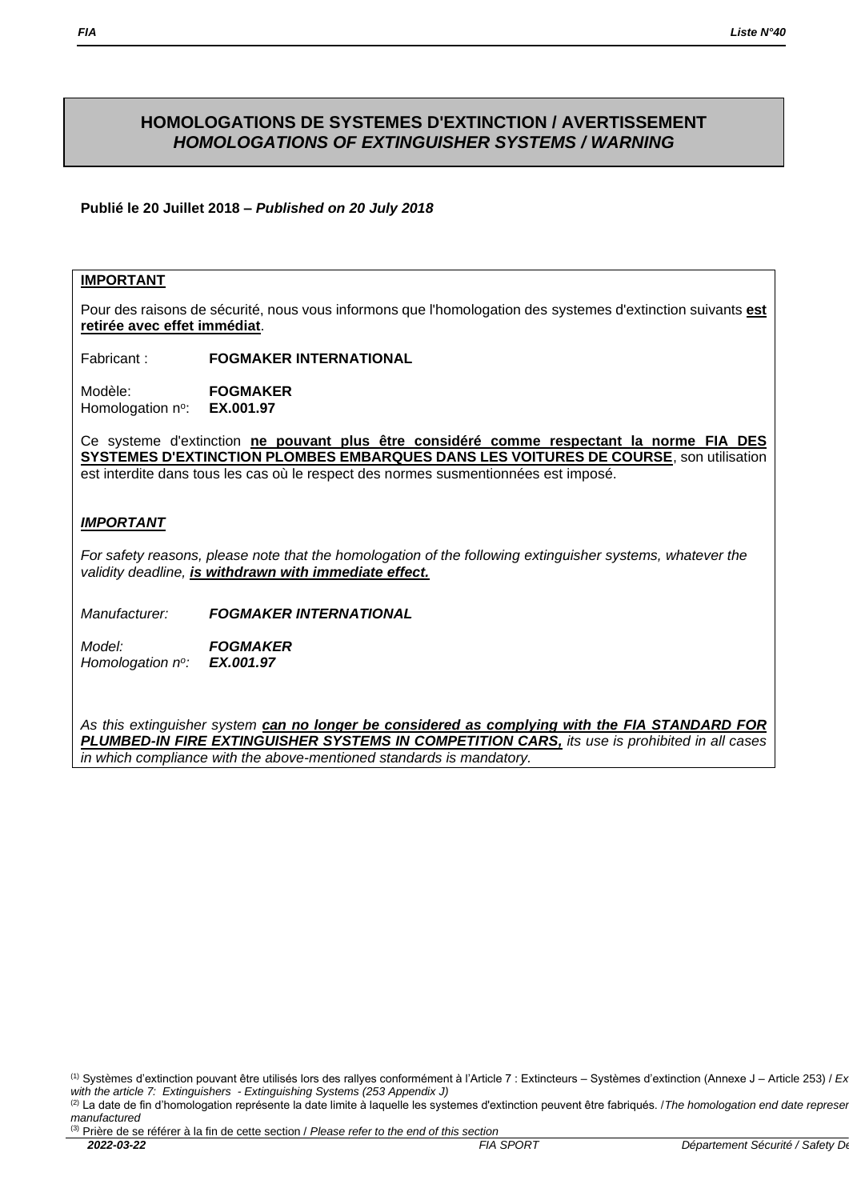## HOMOLOGATIONS DE SYSTEMES D'EXTINCTION / AVERTISSEMENT
## *HOMOLOGATIONS OF EXTINGUISHER SYSTEMS / WARNING*

**Publié le 20 Juillet 2018 – *Published on 20 July 2018***

**<u>IMPORTANT</u>**

Pour des raisons de sécurité, nous vous informons que l'homologation des systemes d'extinction suivants **<u>est retirée avec effet immédiat</u>**.

Fabricant : **FOGMAKER INTERNATIONAL**

Modèle: **FOGMAKER**
Homologation nº: **EX.001.97**

Ce systeme d'extinction **<u>ne pouvant plus être considéré comme respectant la norme FIA DES SYSTEMES D'EXTINCTION PLOMBES EMBARQUES DANS LES VOITURES DE COURSE</u>**, son utilisation est interdite dans tous les cas où le respect des normes susmentionnées est imposé.

***<u>IMPORTANT</u>***

*For safety reasons, please note that the homologation of the following extinguisher systems, whatever the validity deadline, **<u>is withdrawn with immediate effect.</u>***

*Manufacturer:* ***FOGMAKER INTERNATIONAL***

*Model:* ***FOGMAKER***
*Homologation nº:* ***EX.001.97***

*As this extinguisher system **<u>can no longer be considered as complying with the FIA STANDARD FOR PLUMBED-IN FIRE EXTINGUISHER SYSTEMS IN COMPETITION CARS,</u>** its use is prohibited in all cases in which compliance with the above-mentioned standards is mandatory.*

---

(1) Systèmes d'extinction pouvant être utilisés lors des rallyes conformément à l'Article 7 : Extincteurs – Systèmes d'extinction (Annexe J – Article 253) / *Ex... with the article 7: Extinguishers - Extinguishing Systems (253 Appendix J)*

(2) La date de fin d'homologation représente la date limite à laquelle les systemes d'extinction peuvent être fabriqués. /*The homologation end date represe... manufactured*

(3) Prière de se référer à la fin de cette section / *Please refer to the end of this section*